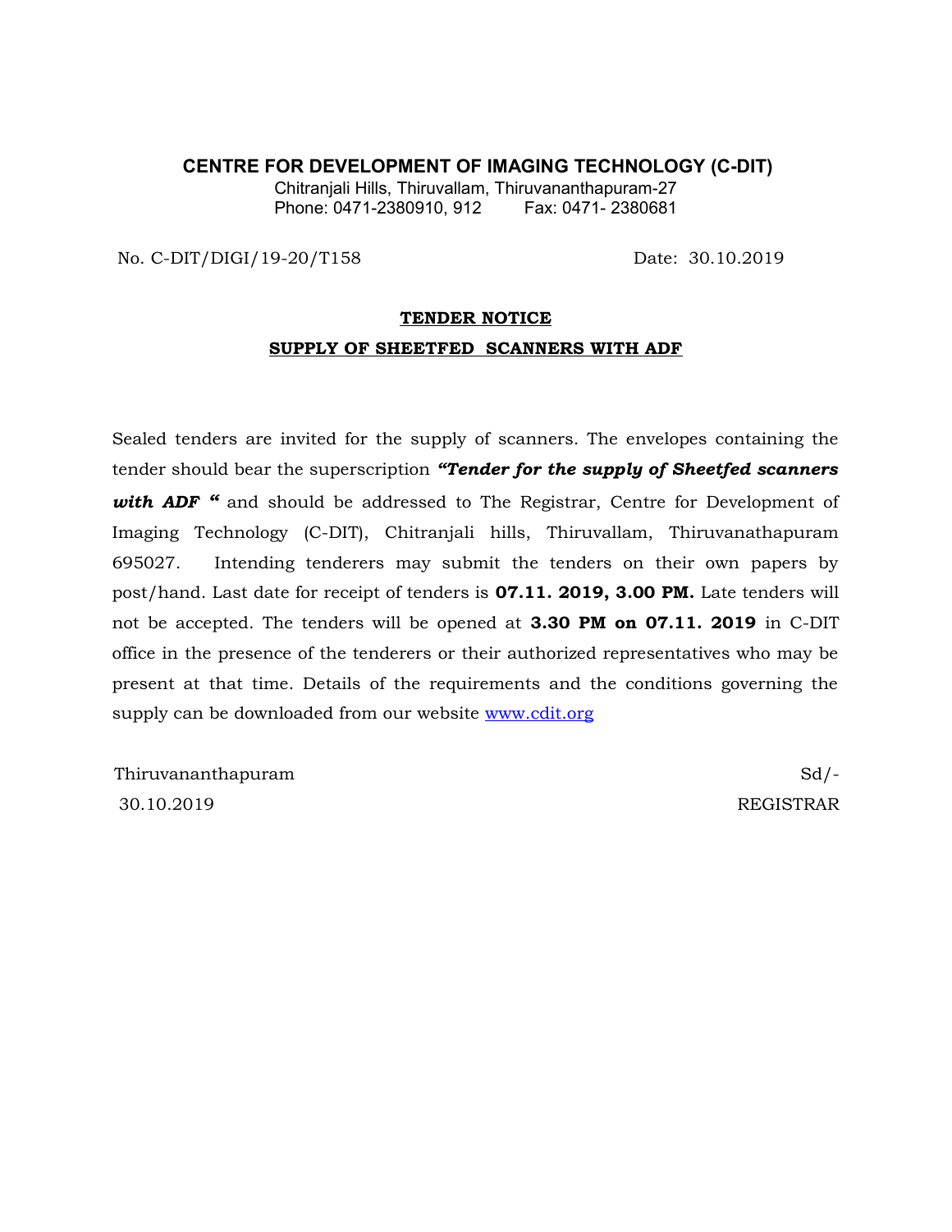**CENTRE FOR DEVELOPMENT OF IMAGING TECHNOLOGY (C-DIT)**

Chitranjali Hills, Thiruvallam, Thiruvananthapuram-27

Phone: 0471-2380910, 912 Fax: 0471- 2380681

No. C-DIT/DIGI/19-20/T158 Date: 30.10.2019

## TENDER NOTICE

## SUPPLY OF SHEETFED SCANNERS WITH ADF

Sealed tenders are invited for the supply of scanners. The envelopes containing the tender should bear the superscription ***"Tender for the supply of Sheetfed scanners with ADF "*** and should be addressed to The Registrar, Centre for Development of Imaging Technology (C-DIT), Chitranjali hills, Thiruvallam, Thiruvanathapuram 695027. Intending tenderers may submit the tenders on their own papers by post/hand. Last date for receipt of tenders is **07.11. 2019, 3.00 PM.** Late tenders will not be accepted. The tenders will be opened at **3.30 PM on 07.11. 2019** in C-DIT office in the presence of the tenderers or their authorized representatives who may be present at that time. Details of the requirements and the conditions governing the supply can be downloaded from our website www.cdit.org

Thiruvananthapuram Sd/-

30.10.2019 REGISTRAR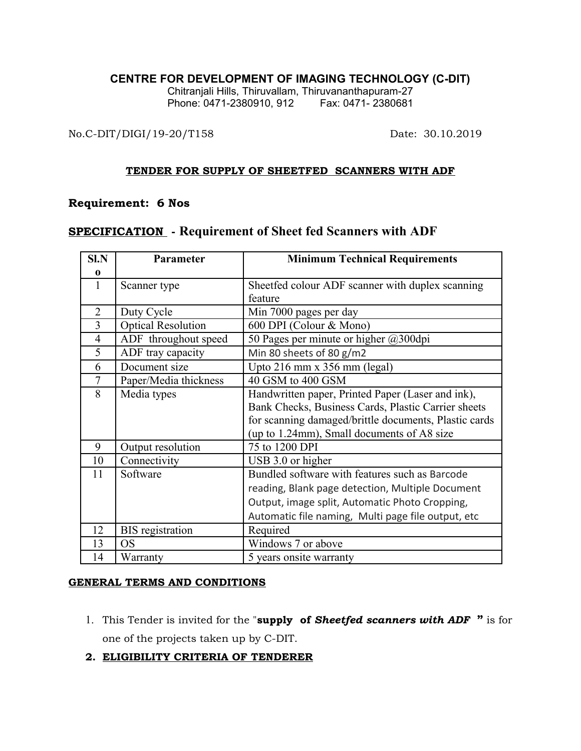**CENTRE FOR DEVELOPMENT OF IMAGING TECHNOLOGY (C-DIT)**
Chitranjali Hills, Thiruvallam, Thiruvananthapuram-27
Phone: 0471-2380910, 912 Fax: 0471- 2380681

No.C-DIT/DIGI/19-20/T158 Date: 30.10.2019

**TENDER FOR SUPPLY OF SHEETFED SCANNERS WITH ADF**

**Requirement: 6 Nos**

## SPECIFICATION - Requirement of Sheet fed Scanners with ADF

| Sl.No | Parameter | Minimum Technical Requirements |
|---|---|---|
| 1 | Scanner type | Sheetfed colour ADF scanner with duplex scanning feature |
| 2 | Duty Cycle | Min 7000 pages per day |
| 3 | Optical Resolution | 600 DPI (Colour & Mono) |
| 4 | ADF throughout speed | 50 Pages per minute or higher @300dpi |
| 5 | ADF tray capacity | Min 80 sheets of 80 g/m2 |
| 6 | Document size | Upto 216 mm x 356 mm (legal) |
| 7 | Paper/Media thickness | 40 GSM to 400 GSM |
| 8 | Media types | Handwritten paper, Printed Paper (Laser and ink), Bank Checks, Business Cards, Plastic Carrier sheets for scanning damaged/brittle documents, Plastic cards (up to 1.24mm), Small documents of A8 size |
| 9 | Output resolution | 75 to 1200 DPI |
| 10 | Connectivity | USB 3.0 or higher |
| 11 | Software | Bundled software with features such as Barcode reading, Blank page detection, Multiple Document Output, image split, Automatic Photo Cropping, Automatic file naming, Multi page file output, etc |
| 12 | BIS registration | Required |
| 13 | OS | Windows 7 or above |
| 14 | Warranty | 5 years onsite warranty |

**GENERAL TERMS AND CONDITIONS**

1. This Tender is invited for the "**supply of *Sheetfed scanners with ADF*** **"** is for one of the projects taken up by C-DIT.
2. **ELIGIBILITY CRITERIA OF TENDERER**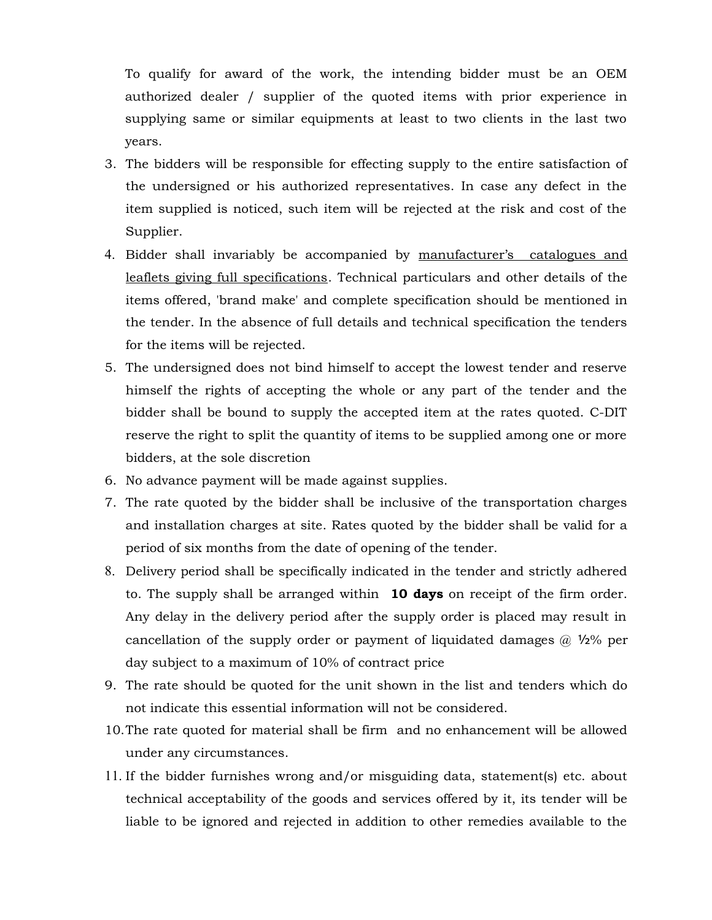To qualify for award of the work, the intending bidder must be an OEM authorized dealer / supplier of the quoted items with prior experience in supplying same or similar equipments at least to two clients in the last two years.

3. The bidders will be responsible for effecting supply to the entire satisfaction of the undersigned or his authorized representatives. In case any defect in the item supplied is noticed, such item will be rejected at the risk and cost of the Supplier.
4. Bidder shall invariably be accompanied by <u>manufacturer's catalogues and leaflets giving full specifications</u>. Technical particulars and other details of the items offered, 'brand make' and complete specification should be mentioned in the tender. In the absence of full details and technical specification the tenders for the items will be rejected.
5. The undersigned does not bind himself to accept the lowest tender and reserve himself the rights of accepting the whole or any part of the tender and the bidder shall be bound to supply the accepted item at the rates quoted. C-DIT reserve the right to split the quantity of items to be supplied among one or more bidders, at the sole discretion
6. No advance payment will be made against supplies.
7. The rate quoted by the bidder shall be inclusive of the transportation charges and installation charges at site. Rates quoted by the bidder shall be valid for a period of six months from the date of opening of the tender.
8. Delivery period shall be specifically indicated in the tender and strictly adhered to. The supply shall be arranged within **10 days** on receipt of the firm order. Any delay in the delivery period after the supply order is placed may result in cancellation of the supply order or payment of liquidated damages @ ½% per day subject to a maximum of 10% of contract price
9. The rate should be quoted for the unit shown in the list and tenders which do not indicate this essential information will not be considered.
10. The rate quoted for material shall be firm and no enhancement will be allowed under any circumstances.
11. If the bidder furnishes wrong and/or misguiding data, statement(s) etc. about technical acceptability of the goods and services offered by it, its tender will be liable to be ignored and rejected in addition to other remedies available to the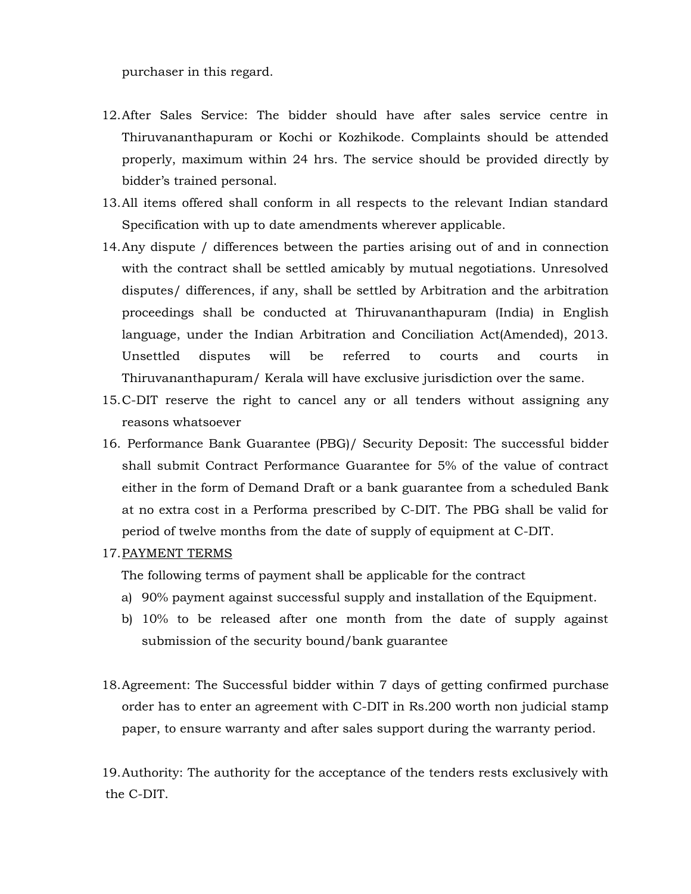purchaser in this regard.

12. After Sales Service: The bidder should have after sales service centre in Thiruvananthapuram or Kochi or Kozhikode. Complaints should be attended properly, maximum within 24 hrs. The service should be provided directly by bidder's trained personal.
13. All items offered shall conform in all respects to the relevant Indian standard Specification with up to date amendments wherever applicable.
14. Any dispute / differences between the parties arising out of and in connection with the contract shall be settled amicably by mutual negotiations. Unresolved disputes/ differences, if any, shall be settled by Arbitration and the arbitration proceedings shall be conducted at Thiruvananthapuram (India) in English language, under the Indian Arbitration and Conciliation Act(Amended), 2013. Unsettled disputes will be referred to courts and courts in Thiruvananthapuram/ Kerala will have exclusive jurisdiction over the same.
15. C-DIT reserve the right to cancel any or all tenders without assigning any reasons whatsoever
16. Performance Bank Guarantee (PBG)/ Security Deposit: The successful bidder shall submit Contract Performance Guarantee for 5% of the value of contract either in the form of Demand Draft or a bank guarantee from a scheduled Bank at no extra cost in a Performa prescribed by C-DIT. The PBG shall be valid for period of twelve months from the date of supply of equipment at C-DIT.
17. <u>PAYMENT TERMS</u>

    The following terms of payment shall be applicable for the contract

    a) 90% payment against successful supply and installation of the Equipment.
    b) 10% to be released after one month from the date of supply against submission of the security bound/bank guarantee

18. Agreement: The Successful bidder within 7 days of getting confirmed purchase order has to enter an agreement with C-DIT in Rs.200 worth non judicial stamp paper, to ensure warranty and after sales support during the warranty period.

19. Authority: The authority for the acceptance of the tenders rests exclusively with the C-DIT.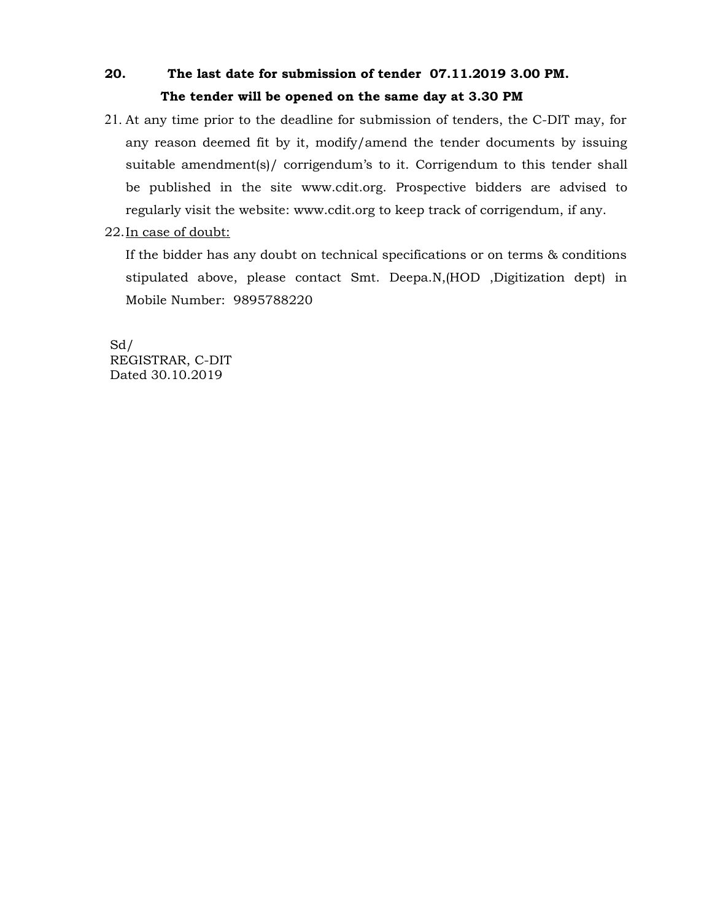**20. The last date for submission of tender 07.11.2019 3.00 PM.**

**The tender will be opened on the same day at 3.30 PM**

21. At any time prior to the deadline for submission of tenders, the C-DIT may, for any reason deemed fit by it, modify/amend the tender documents by issuing suitable amendment(s)/ corrigendum's to it. Corrigendum to this tender shall be published in the site www.cdit.org. Prospective bidders are advised to regularly visit the website: www.cdit.org to keep track of corrigendum, if any.

22. <u>In case of doubt:</u>

    If the bidder has any doubt on technical specifications or on terms & conditions stipulated above, please contact Smt. Deepa.N,(HOD ,Digitization dept) in Mobile Number: 9895788220

Sd/
REGISTRAR, C-DIT
Dated 30.10.2019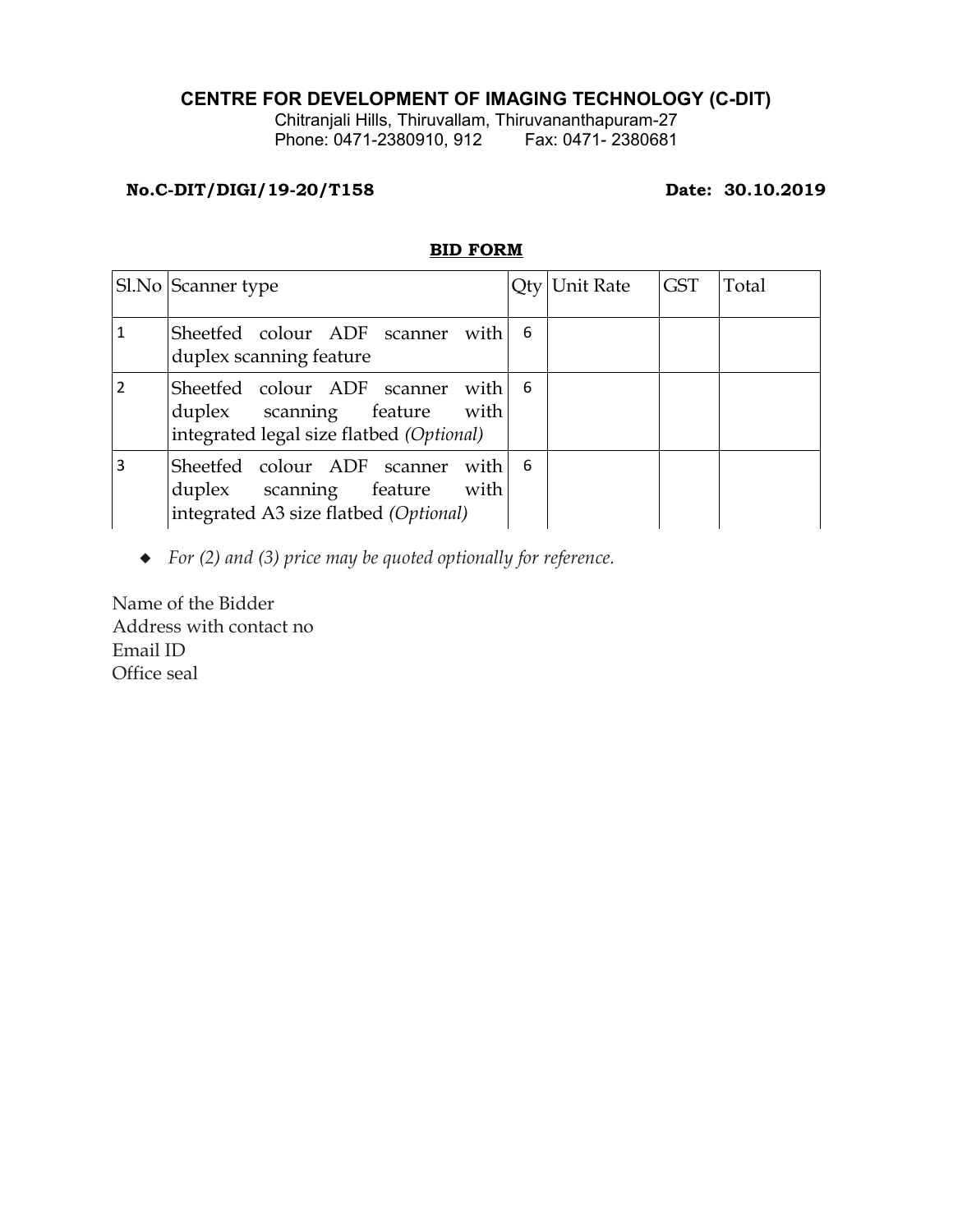**CENTRE FOR DEVELOPMENT OF IMAGING TECHNOLOGY (C-DIT)**

Chitranjali Hills, Thiruvallam, Thiruvananthapuram-27
Phone: 0471-2380910, 912 Fax: 0471- 2380681

**No.C-DIT/DIGI/19-20/T158** **Date: 30.10.2019**

**BID FORM**

| Sl.No | Scanner type | Qty | Unit Rate | GST | Total |
|---|---|---|---|---|---|
| 1 | Sheetfed colour ADF scanner with duplex scanning feature | 6 | | | |
| 2 | Sheetfed colour ADF scanner with duplex scanning feature with integrated legal size flatbed *(Optional)* | 6 | | | |
| 3 | Sheetfed colour ADF scanner with duplex scanning feature with integrated A3 size flatbed *(Optional)* | 6 | | | |

- *For (2) and (3) price may be quoted optionally for reference.*

Name of the Bidder
Address with contact no
Email ID
Office seal